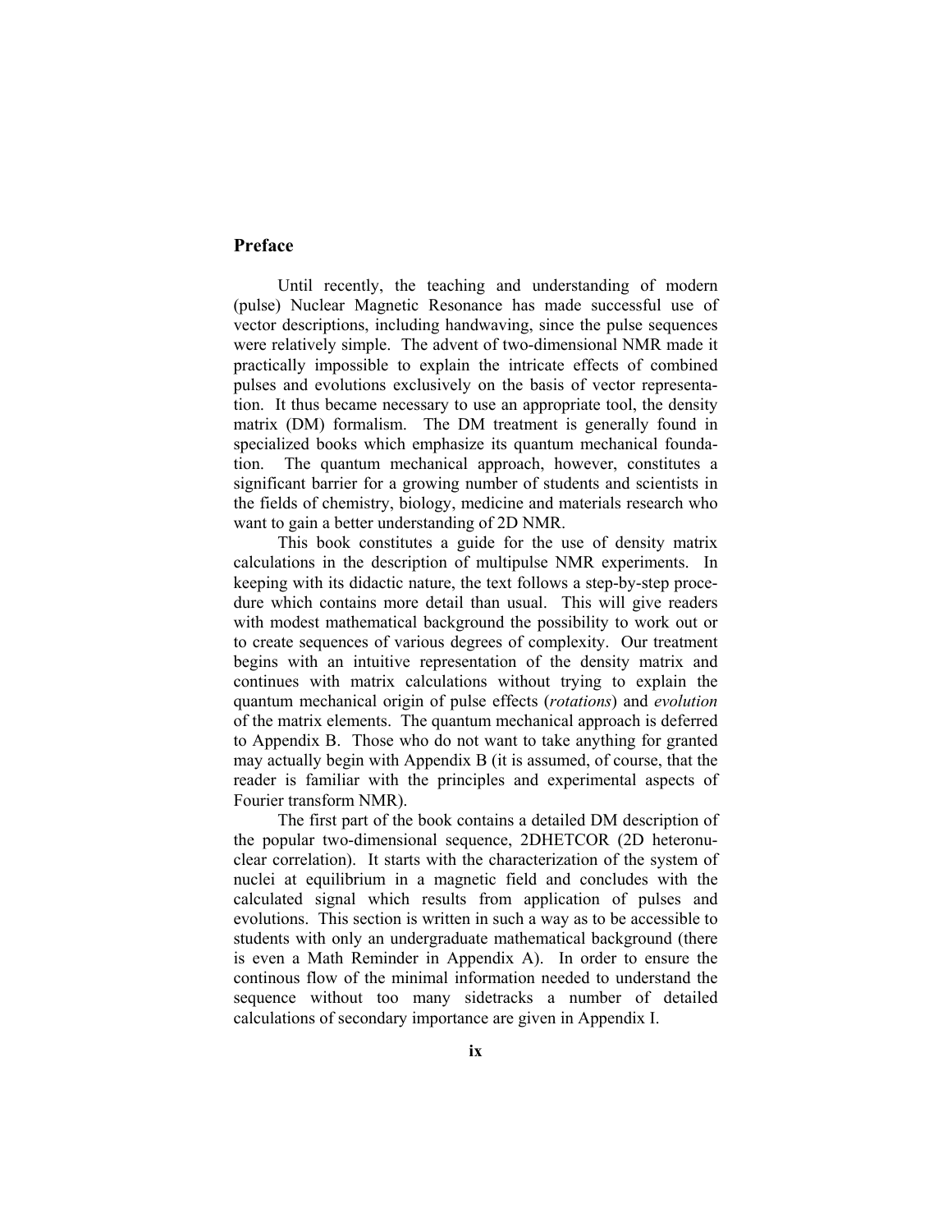## Preface

Until recently, the teaching and understanding of modern (pulse) Nuclear Magnetic Resonance has made successful use of vector descriptions, including handwaving, since the pulse sequences were relatively simple. The advent of two-dimensional NMR made it practically impossible to explain the intricate effects of combined pulses and evolutions exclusively on the basis of vector representation. It thus became necessary to use an appropriate tool, the density matrix (DM) formalism. The DM treatment is generally found in specialized books which emphasize its quantum mechanical foundation. The quantum mechanical approach, however, constitutes a significant barrier for a growing number of students and scientists in the fields of chemistry, biology, medicine and materials research who want to gain a better understanding of 2D NMR.

This book constitutes a guide for the use of density matrix calculations in the description of multipulse NMR experiments. In keeping with its didactic nature, the text follows a step-by-step procedure which contains more detail than usual. This will give readers with modest mathematical background the possibility to work out or to create sequences of various degrees of complexity. Our treatment begins with an intuitive representation of the density matrix and continues with matrix calculations without trying to explain the quantum mechanical origin of pulse effects (*rotations*) and *evolution* of the matrix elements. The quantum mechanical approach is deferred to Appendix B. Those who do not want to take anything for granted may actually begin with Appendix B (it is assumed, of course, that the reader is familiar with the principles and experimental aspects of Fourier transform NMR).

The first part of the book contains a detailed DM description of the popular two-dimensional sequence, 2DHETCOR (2D heteronuclear correlation). It starts with the characterization of the system of nuclei at equilibrium in a magnetic field and concludes with the calculated signal which results from application of pulses and evolutions. This section is written in such a way as to be accessible to students with only an undergraduate mathematical background (there is even a Math Reminder in Appendix A). In order to ensure the continous flow of the minimal information needed to understand the sequence without too many sidetracks a number of detailed calculations of secondary importance are given in Appendix I.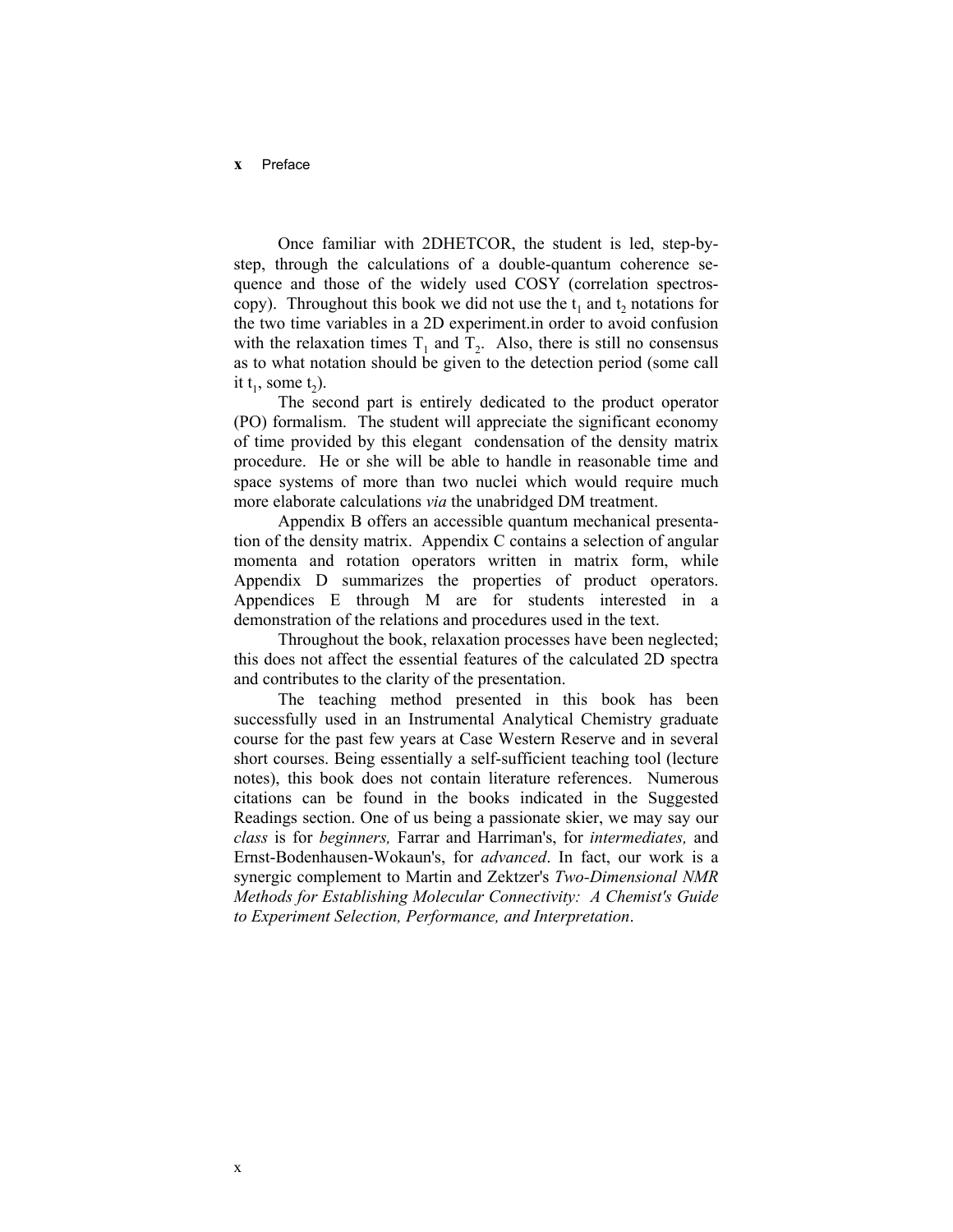Once familiar with 2DHETCOR, the student is led, step-by-step, through the calculations of a double-quantum coherence sequence and those of the widely used COSY (correlation spectroscopy). Throughout this book we did not use the $t_1$ and $t_2$ notations for the two time variables in a 2D experiment.in order to avoid confusion with the relaxation times $T_1$ and $T_2$. Also, there is still no consensus as to what notation should be given to the detection period (some call it $t_1$, some $t_2$).

The second part is entirely dedicated to the product operator (PO) formalism. The student will appreciate the significant economy of time provided by this elegant condensation of the density matrix procedure. He or she will be able to handle in reasonable time and space systems of more than two nuclei which would require much more elaborate calculations *via* the unabridged DM treatment.

Appendix B offers an accessible quantum mechanical presentation of the density matrix. Appendix C contains a selection of angular momenta and rotation operators written in matrix form, while Appendix D summarizes the properties of product operators. Appendices E through M are for students interested in a demonstration of the relations and procedures used in the text.

Throughout the book, relaxation processes have been neglected; this does not affect the essential features of the calculated 2D spectra and contributes to the clarity of the presentation.

The teaching method presented in this book has been successfully used in an Instrumental Analytical Chemistry graduate course for the past few years at Case Western Reserve and in several short courses. Being essentially a self-sufficient teaching tool (lecture notes), this book does not contain literature references. Numerous citations can be found in the books indicated in the Suggested Readings section. One of us being a passionate skier, we may say our *class* is for *beginners,* Farrar and Harriman's, for *intermediates,* and Ernst-Bodenhausen-Wokaun's, for *advanced*. In fact, our work is a synergic complement to Martin and Zektzer's *Two-Dimensional NMR Methods for Establishing Molecular Connectivity: A Chemist's Guide to Experiment Selection, Performance, and Interpretation*.